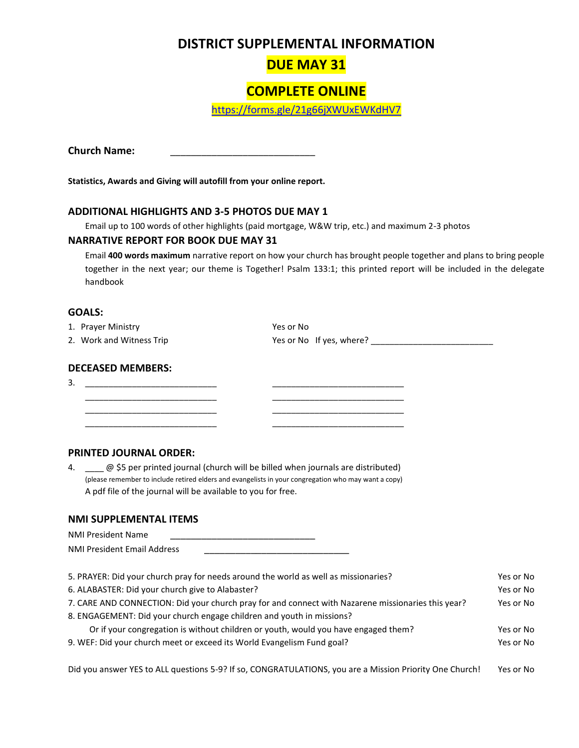# DISTRICT SUPPLEMENTAL INFORMATION

## DUE MAY 31

## COMPLETE ONLINE

https://forms.gle/21g66jXWUxEWKdHV7

**Church Name:** ____________________________

**Statistics, Awards and Giving will autofill from your online report.**

### ADDITIONAL HIGHLIGHTS AND 3-5 PHOTOS DUE MAY 1

Email up to 100 words of other highlights (paid mortgage, W&W trip, etc.) and maximum 2-3 photos

### NARRATIVE REPORT FOR BOOK DUE MAY 31

Email **400 words maximum** narrative report on how your church has brought people together and plans to bring people together in the next year; our theme is Together! Psalm 133:1; this printed report will be included in the delegate handbook

### GOALS:

1. Prayer Ministry — Yes or No
2. Work and Witness Trip — Yes or No If yes, where? __________________________

### DEECEASED MEMBERS:

3. ____________________________ ____________________________
   ____________________________ ____________________________
   ____________________________ ____________________________
   ____________________________ ____________________________

### PRINTED JOURNAL ORDER:

4. ____ @ $5 per printed journal (church will be billed when journals are distributed)
   (please remember to include retired elders and evangelists in your congregation who may want a copy)
   A pdf file of the journal will be available to you for free.

### NMI SUPPLEMENTAL ITEMS

NMI President Name ______________________________

NMI President Email Address ______________________________

5. PRAYER: Did your church pray for needs around the world as well as missionaries? — Yes or No
6. ALABASTER: Did your church give to Alabaster? — Yes or No
7. CARE AND CONNECTION: Did your church pray for and connect with Nazarene missionaries this year? — Yes or No
8. ENGAGEMENT: Did your church engage children and youth in missions?
   Or if your congregation is without children or youth, would you have engaged them? — Yes or No
9. WEF: Did your church meet or exceed its World Evangelism Fund goal? — Yes or No

Did you answer YES to ALL questions 5-9? If so, CONGRATULATIONS, you are a Mission Priority One Church! — Yes or No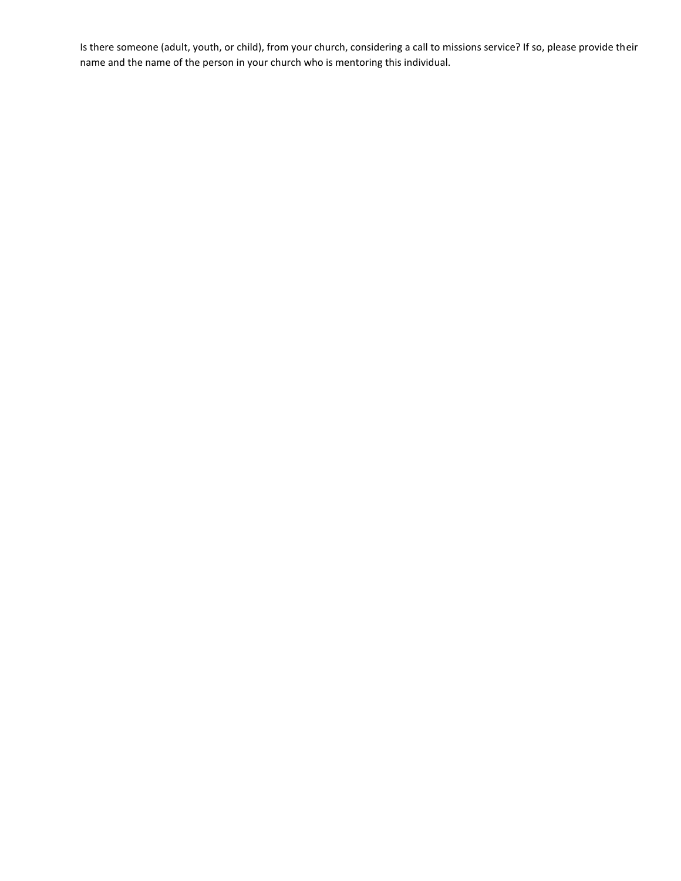Is there someone (adult, youth, or child), from your church, considering a call to missions service? If so, please provide their name and the name of the person in your church who is mentoring this individual.